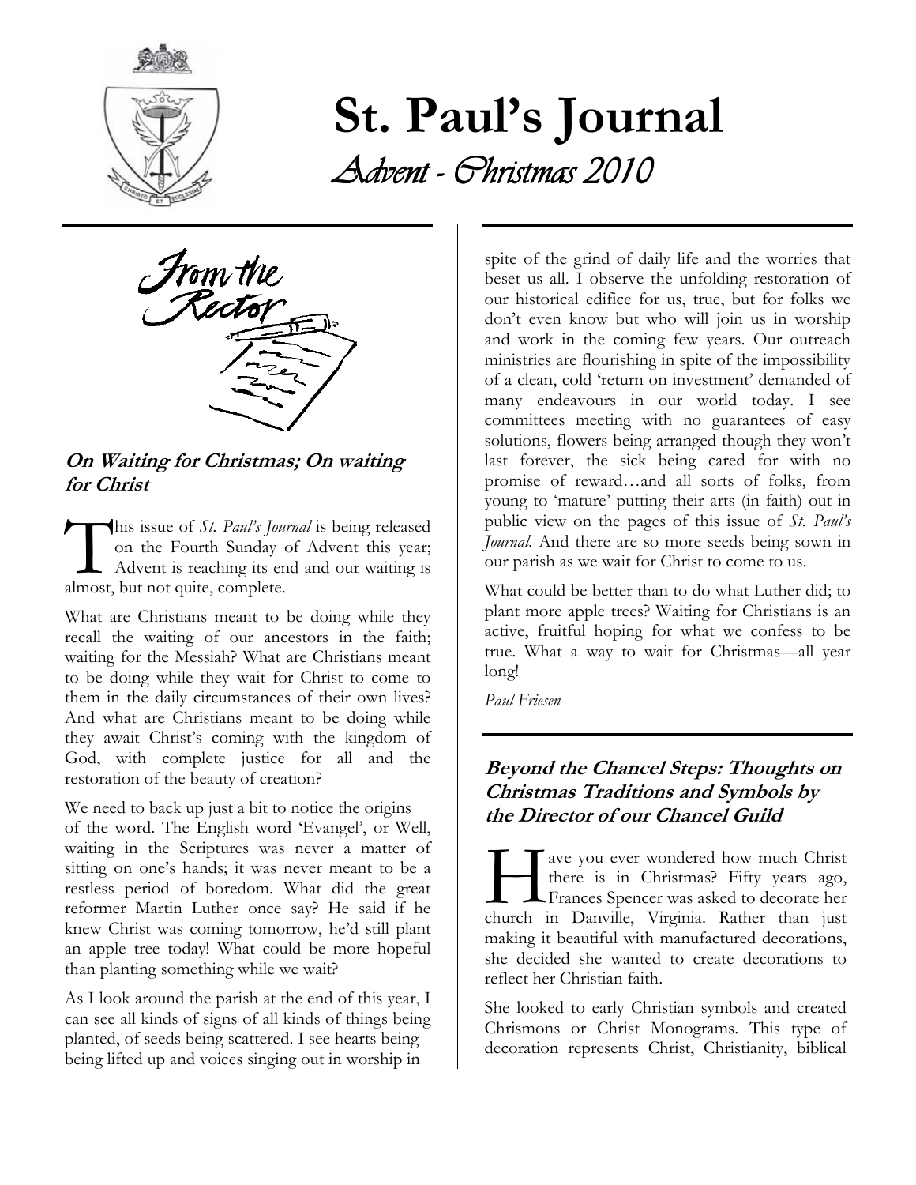# St. Paul's Journal

## *Advent - Christmas 2010*

From the Rector

### On Waiting for Christmas; On waiting for Christ

This issue of *St. Paul's Journal* is being released on the Fourth Sunday of Advent this year; Advent is reaching its end and our waiting is almost, but not quite, complete.

What are Christians meant to be doing while they recall the waiting of our ancestors in the faith; waiting for the Messiah? What are Christians meant to be doing while they wait for Christ to come to them in the daily circumstances of their own lives? And what are Christians meant to be doing while they await Christ's coming with the kingdom of God, with complete justice for all and the restoration of the beauty of creation?

We need to back up just a bit to notice the origins of the word. The English word 'Evangel', or Well, waiting in the Scriptures was never a matter of sitting on one's hands; it was never meant to be a restless period of boredom. What did the great reformer Martin Luther once say? He said if he knew Christ was coming tomorrow, he'd still plant an apple tree today! What could be more hopeful than planting something while we wait?

As I look around the parish at the end of this year, I can see all kinds of signs of all kinds of things being planted, of seeds being scattered. I see hearts being being lifted up and voices singing out in worship in spite of the grind of daily life and the worries that beset us all. I observe the unfolding restoration of our historical edifice for us, true, but for folks we don't even know but who will join us in worship and work in the coming few years. Our outreach ministries are flourishing in spite of the impossibility of a clean, cold 'return on investment' demanded of many endeavours in our world today. I see committees meeting with no guarantees of easy solutions, flowers being arranged though they won't last forever, the sick being cared for with no promise of reward…and all sorts of folks, from young to 'mature' putting their arts (in faith) out in public view on the pages of this issue of *St. Paul's Journal.* And there are so more seeds being sown in our parish as we wait for Christ to come to us.

What could be better than to do what Luther did; to plant more apple trees? Waiting for Christians is an active, fruitful hoping for what we confess to be true. What a way to wait for Christmas—all year long!

*Paul Friesen*

### Beyond the Chancel Steps: Thoughts on Christmas Traditions and Symbols by the Director of our Chancel Guild

Have you ever wondered how much Christ there is in Christmas? Fifty years ago, Frances Spencer was asked to decorate her church in Danville, Virginia. Rather than just making it beautiful with manufactured decorations, she decided she wanted to create decorations to reflect her Christian faith.

She looked to early Christian symbols and created Chrismons or Christ Monograms. This type of decoration represents Christ, Christianity, biblical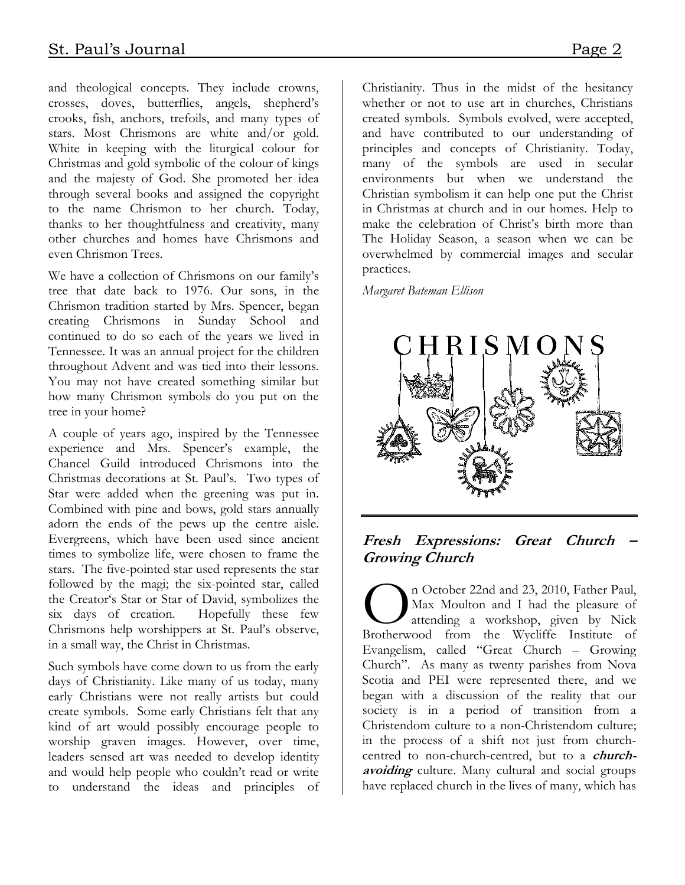and theological concepts. They include crowns, crosses, doves, butterflies, angels, shepherd's crooks, fish, anchors, trefoils, and many types of stars. Most Chrismons are white and/or gold. White in keeping with the liturgical colour for Christmas and gold symbolic of the colour of kings and the majesty of God. She promoted her idea through several books and assigned the copyright to the name Chrismon to her church. Today, thanks to her thoughtfulness and creativity, many other churches and homes have Chrismons and even Chrismon Trees.

We have a collection of Chrismons on our family's tree that date back to 1976. Our sons, in the Chrismon tradition started by Mrs. Spencer, began creating Chrismons in Sunday School and continued to do so each of the years we lived in Tennessee. It was an annual project for the children throughout Advent and was tied into their lessons. You may not have created something similar but how many Chrismon symbols do you put on the tree in your home?

A couple of years ago, inspired by the Tennessee experience and Mrs. Spencer's example, the Chancel Guild introduced Chrismons into the Christmas decorations at St. Paul's. Two types of Star were added when the greening was put in. Combined with pine and bows, gold stars annually adorn the ends of the pews up the centre aisle. Evergreens, which have been used since ancient times to symbolize life, were chosen to frame the stars. The five-pointed star used represents the star followed by the magi; the six-pointed star, called the Creator's Star or Star of David, symbolizes the six days of creation. Hopefully these few Chrismons help worshippers at St. Paul's observe, in a small way, the Christ in Christmas.

Such symbols have come down to us from the early days of Christianity. Like many of us today, many early Christians were not really artists but could create symbols. Some early Christians felt that any kind of art would possibly encourage people to worship graven images. However, over time, leaders sensed art was needed to develop identity and would help people who couldn't read or write to understand the ideas and principles of Christianity. Thus in the midst of the hesitancy whether or not to use art in churches, Christians created symbols. Symbols evolved, were accepted, and have contributed to our understanding of principles and concepts of Christianity. Today, many of the symbols are used in secular environments but when we understand the Christian symbolism it can help one put the Christ in Christmas at church and in our homes. Help to make the celebration of Christ's birth more than The Holiday Season, a season when we can be overwhelmed by commercial images and secular practices.

*Margaret Bateman Ellison*

CHRISMONS

## ***Fresh Expressions: Great Church – Growing Church***

On October 22nd and 23, 2010, Father Paul, Max Moulton and I had the pleasure of attending a workshop, given by Nick Brotherwood from the Wycliffe Institute of Evangelism, called "Great Church – Growing Church". As many as twenty parishes from Nova Scotia and PEI were represented there, and we began with a discussion of the reality that our society is in a period of transition from a Christendom culture to a non-Christendom culture; in the process of a shift not just from church-centred to non-church-centred, but to a ***church-avoiding*** culture. Many cultural and social groups have replaced church in the lives of many, which has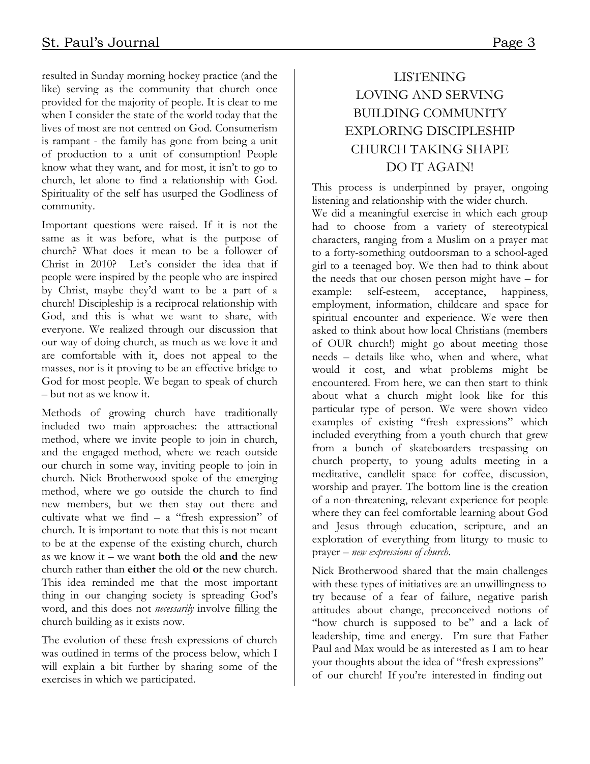resulted in Sunday morning hockey practice (and the like) serving as the community that church once provided for the majority of people. It is clear to me when I consider the state of the world today that the lives of most are not centred on God. Consumerism is rampant - the family has gone from being a unit of production to a unit of consumption! People know what they want, and for most, it isn't to go to church, let alone to find a relationship with God. Spirituality of the self has usurped the Godliness of community.

Important questions were raised. If it is not the same as it was before, what is the purpose of church? What does it mean to be a follower of Christ in 2010? Let's consider the idea that if people were inspired by the people who are inspired by Christ, maybe they'd want to be a part of a church! Discipleship is a reciprocal relationship with God, and this is what we want to share, with everyone. We realized through our discussion that our way of doing church, as much as we love it and are comfortable with it, does not appeal to the masses, nor is it proving to be an effective bridge to God for most people. We began to speak of church – but not as we know it.

Methods of growing church have traditionally included two main approaches: the attractional method, where we invite people to join in church, and the engaged method, where we reach outside our church in some way, inviting people to join in church. Nick Brotherwood spoke of the emerging method, where we go outside the church to find new members, but we then stay out there and cultivate what we find – a "fresh expression" of church. It is important to note that this is not meant to be at the expense of the existing church, church as we know it – we want **both** the old **and** the new church rather than **either** the old **or** the new church. This idea reminded me that the most important thing in our changing society is spreading God's word, and this does not *necessarily* involve filling the church building as it exists now.

The evolution of these fresh expressions of church was outlined in terms of the process below, which I will explain a bit further by sharing some of the exercises in which we participated.

LISTENING
LOVING AND SERVING
BUILDING COMMUNITY
EXPLORING DISCIPLESHIP
CHURCH TAKING SHAPE
DO IT AGAIN!

This process is underpinned by prayer, ongoing listening and relationship with the wider church.

We did a meaningful exercise in which each group had to choose from a variety of stereotypical characters, ranging from a Muslim on a prayer mat to a forty-something outdoorsman to a school-aged girl to a teenaged boy. We then had to think about the needs that our chosen person might have – for example: self-esteem, acceptance, happiness, employment, information, childcare and space for spiritual encounter and experience. We were then asked to think about how local Christians (members of OUR church!) might go about meeting those needs – details like who, when and where, what would it cost, and what problems might be encountered. From here, we can then start to think about what a church might look like for this particular type of person. We were shown video examples of existing "fresh expressions" which included everything from a youth church that grew from a bunch of skateboarders trespassing on church property, to young adults meeting in a meditative, candlelit space for coffee, discussion, worship and prayer. The bottom line is the creation of a non-threatening, relevant experience for people where they can feel comfortable learning about God and Jesus through education, scripture, and an exploration of everything from liturgy to music to prayer – *new expressions of church.*

Nick Brotherwood shared that the main challenges with these types of initiatives are an unwillingness to try because of a fear of failure, negative parish attitudes about change, preconceived notions of "how church is supposed to be" and a lack of leadership, time and energy. I'm sure that Father Paul and Max would be as interested as I am to hear your thoughts about the idea of "fresh expressions" of our church! If you're interested in finding out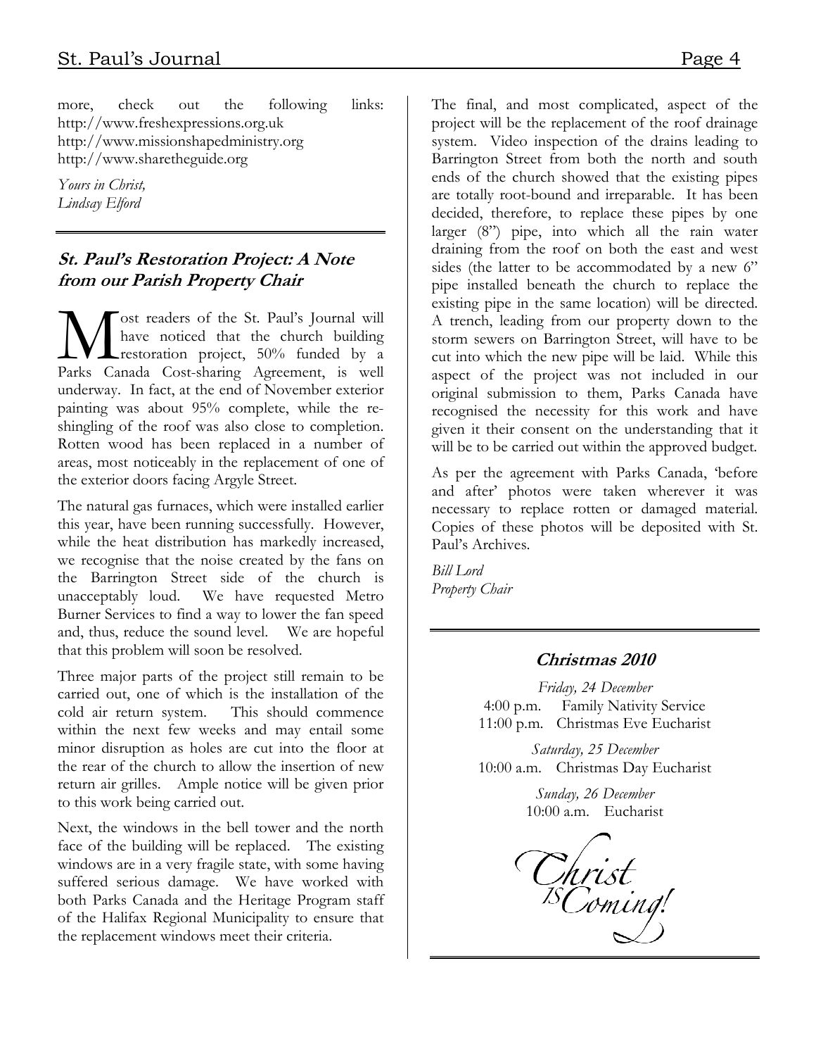more, check out the following links: http://www.freshexpressions.org.uk http://www.missionshapedministry.org http://www.sharetheguide.org

*Yours in Christ,*
*Lindsay Elford*

---

## St. Paul's Restoration Project: A Note from our Parish Property Chair

Most readers of the St. Paul's Journal will have noticed that the church building restoration project, 50% funded by a Parks Canada Cost-sharing Agreement, is well underway. In fact, at the end of November exterior painting was about 95% complete, while the re-shingling of the roof was also close to completion. Rotten wood has been replaced in a number of areas, most noticeably in the replacement of one of the exterior doors facing Argyle Street.

The natural gas furnaces, which were installed earlier this year, have been running successfully. However, while the heat distribution has markedly increased, we recognise that the noise created by the fans on the Barrington Street side of the church is unacceptably loud. We have requested Metro Burner Services to find a way to lower the fan speed and, thus, reduce the sound level. We are hopeful that this problem will soon be resolved.

Three major parts of the project still remain to be carried out, one of which is the installation of the cold air return system. This should commence within the next few weeks and may entail some minor disruption as holes are cut into the floor at the rear of the church to allow the insertion of new return air grilles. Ample notice will be given prior to this work being carried out.

Next, the windows in the bell tower and the north face of the building will be replaced. The existing windows are in a very fragile state, with some having suffered serious damage. We have worked with both Parks Canada and the Heritage Program staff of the Halifax Regional Municipality to ensure that the replacement windows meet their criteria.

The final, and most complicated, aspect of the project will be the replacement of the roof drainage system. Video inspection of the drains leading to Barrington Street from both the north and south ends of the church showed that the existing pipes are totally root-bound and irreparable. It has been decided, therefore, to replace these pipes by one larger (8") pipe, into which all the rain water draining from the roof on both the east and west sides (the latter to be accommodated by a new 6" pipe installed beneath the church to replace the existing pipe in the same location) will be directed. A trench, leading from our property down to the storm sewers on Barrington Street, will have to be cut into which the new pipe will be laid. While this aspect of the project was not included in our original submission to them, Parks Canada have recognised the necessity for this work and have given it their consent on the understanding that it will be to be carried out within the approved budget.

As per the agreement with Parks Canada, 'before and after' photos were taken wherever it was necessary to replace rotten or damaged material. Copies of these photos will be deposited with St. Paul's Archives.

*Bill Lord*
*Property Chair*

---

## Christmas 2010

*Friday, 24 December*
4:00 p.m. Family Nativity Service
11:00 p.m. Christmas Eve Eucharist

*Saturday, 25 December*
10:00 a.m. Christmas Day Eucharist

*Sunday, 26 December*
10:00 a.m. Eucharist

*Christ is Coming!*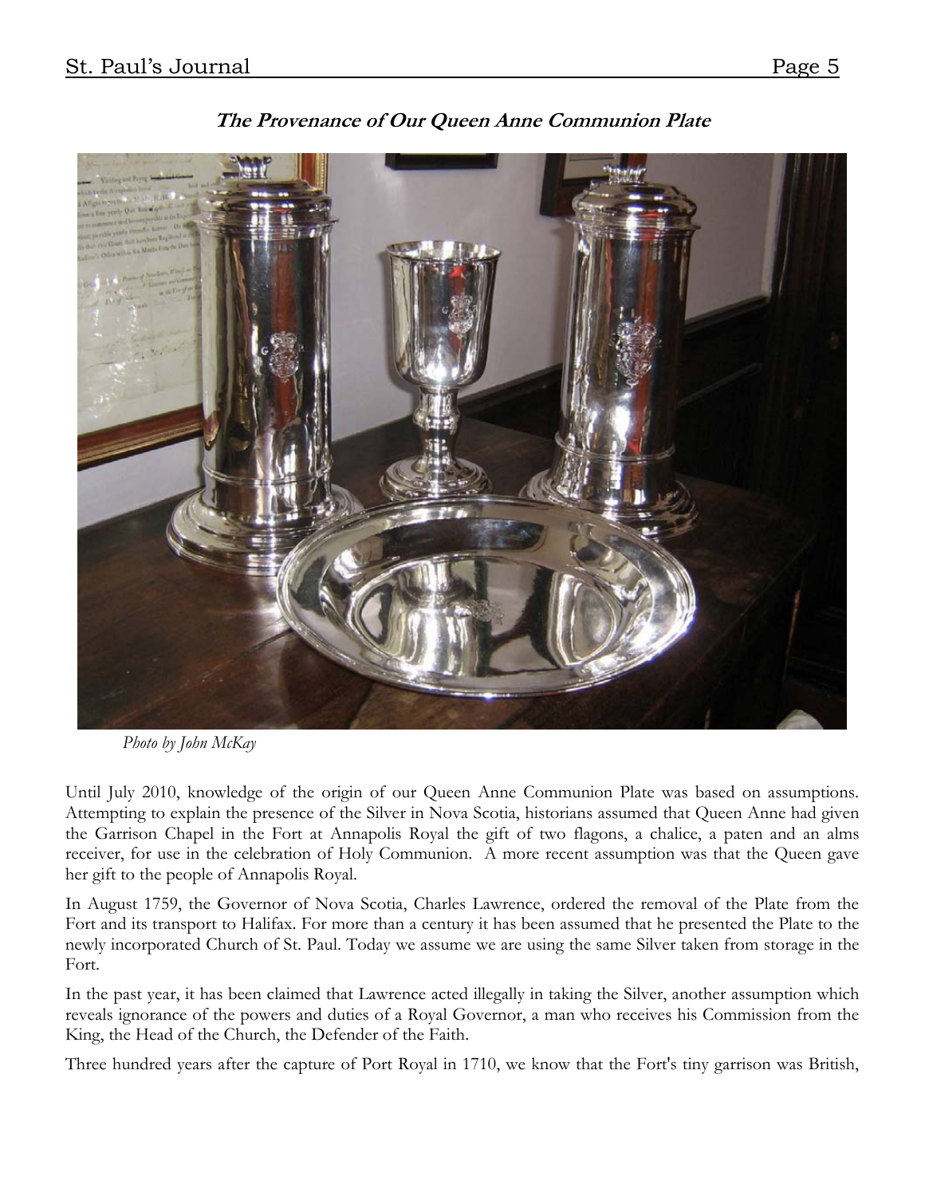## *The Provenance of Our Queen Anne Communion Plate*

*Photo by John McKay*

Until July 2010, knowledge of the origin of our Queen Anne Communion Plate was based on assumptions. Attempting to explain the presence of the Silver in Nova Scotia, historians assumed that Queen Anne had given the Garrison Chapel in the Fort at Annapolis Royal the gift of two flagons, a chalice, a paten and an alms receiver, for use in the celebration of Holy Communion. A more recent assumption was that the Queen gave her gift to the people of Annapolis Royal.

In August 1759, the Governor of Nova Scotia, Charles Lawrence, ordered the removal of the Plate from the Fort and its transport to Halifax. For more than a century it has been assumed that he presented the Plate to the newly incorporated Church of St. Paul. Today we assume we are using the same Silver taken from storage in the Fort.

In the past year, it has been claimed that Lawrence acted illegally in taking the Silver, another assumption which reveals ignorance of the powers and duties of a Royal Governor, a man who receives his Commission from the King, the Head of the Church, the Defender of the Faith.

Three hundred years after the capture of Port Royal in 1710, we know that the Fort's tiny garrison was British,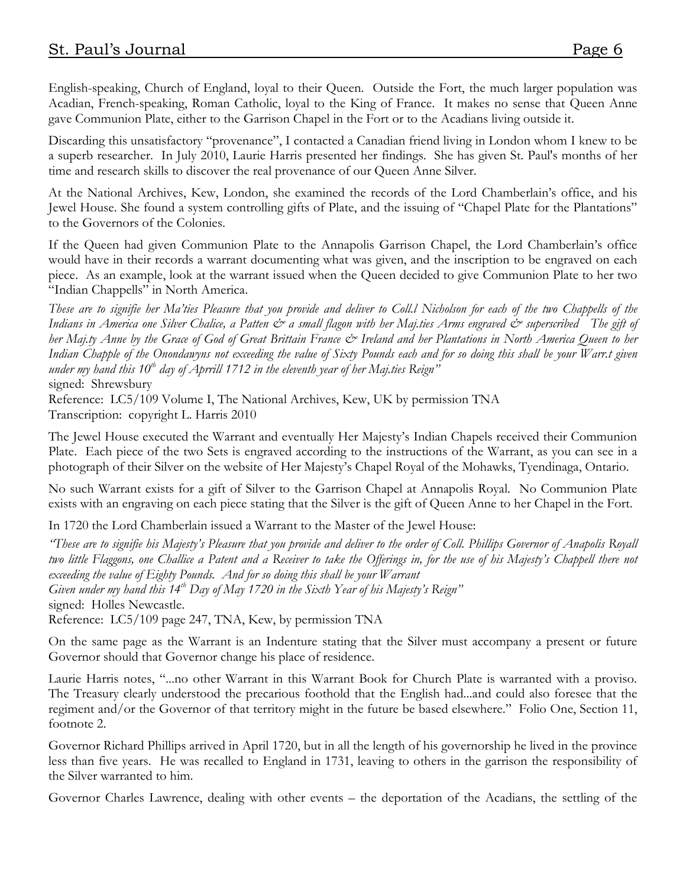English-speaking, Church of England, loyal to their Queen. Outside the Fort, the much larger population was Acadian, French-speaking, Roman Catholic, loyal to the King of France. It makes no sense that Queen Anne gave Communion Plate, either to the Garrison Chapel in the Fort or to the Acadians living outside it.

Discarding this unsatisfactory "provenance", I contacted a Canadian friend living in London whom I knew to be a superb researcher. In July 2010, Laurie Harris presented her findings. She has given St. Paul's months of her time and research skills to discover the real provenance of our Queen Anne Silver.

At the National Archives, Kew, London, she examined the records of the Lord Chamberlain's office, and his Jewel House. She found a system controlling gifts of Plate, and the issuing of "Chapel Plate for the Plantations" to the Governors of the Colonies.

If the Queen had given Communion Plate to the Annapolis Garrison Chapel, the Lord Chamberlain's office would have in their records a warrant documenting what was given, and the inscription to be engraved on each piece. As an example, look at the warrant issued when the Queen decided to give Communion Plate to her two "Indian Chappells" in North America.

*These are to signifie her Ma'ties Pleasure that you provide and deliver to Coll.l Nicholson for each of the two Chappells of the Indians in America one Silver Chalice, a Patten & a small flagon with her Maj.ties Arms engraved & superscribed The gift of her Maj.ty Anne by the Grace of God of Great Brittain France & Ireland and her Plantations in North America Queen to her Indian Chapple of the Onondawyns not exceeding the value of Sixty Pounds each and for so doing this shall be your Warr.t given under my hand this 10th day of Aprrill 1712 in the eleventh year of her Maj.ties Reign"*

signed: Shrewsbury

Reference: LC5/109 Volume I, The National Archives, Kew, UK by permission TNA

Transcription: copyright L. Harris 2010

The Jewel House executed the Warrant and eventually Her Majesty's Indian Chapels received their Communion Plate. Each piece of the two Sets is engraved according to the instructions of the Warrant, as you can see in a photograph of their Silver on the website of Her Majesty's Chapel Royal of the Mohawks, Tyendinaga, Ontario.

No such Warrant exists for a gift of Silver to the Garrison Chapel at Annapolis Royal. No Communion Plate exists with an engraving on each piece stating that the Silver is the gift of Queen Anne to her Chapel in the Fort.

In 1720 the Lord Chamberlain issued a Warrant to the Master of the Jewel House:

*"These are to signifie his Majesty's Pleasure that you provide and deliver to the order of Coll. Phillips Governor of Anapolis Royall two little Flaggons, one Challice a Patent and a Receiver to take the Offerings in, for the use of his Majesty's Chappell there not exceeding the value of Eighty Pounds. And for so doing this shall be your Warrant*

*Given under my hand this 14th Day of May 1720 in the Sixth Year of his Majesty's Reign"*

signed: Holles Newcastle.

Reference: LC5/109 page 247, TNA, Kew, by permission TNA

On the same page as the Warrant is an Indenture stating that the Silver must accompany a present or future Governor should that Governor change his place of residence.

Laurie Harris notes, "...no other Warrant in this Warrant Book for Church Plate is warranted with a proviso. The Treasury clearly understood the precarious foothold that the English had...and could also foresee that the regiment and/or the Governor of that territory might in the future be based elsewhere." Folio One, Section 11, footnote 2.

Governor Richard Phillips arrived in April 1720, but in all the length of his governorship he lived in the province less than five years. He was recalled to England in 1731, leaving to others in the garrison the responsibility of the Silver warranted to him.

Governor Charles Lawrence, dealing with other events – the deportation of the Acadians, the settling of the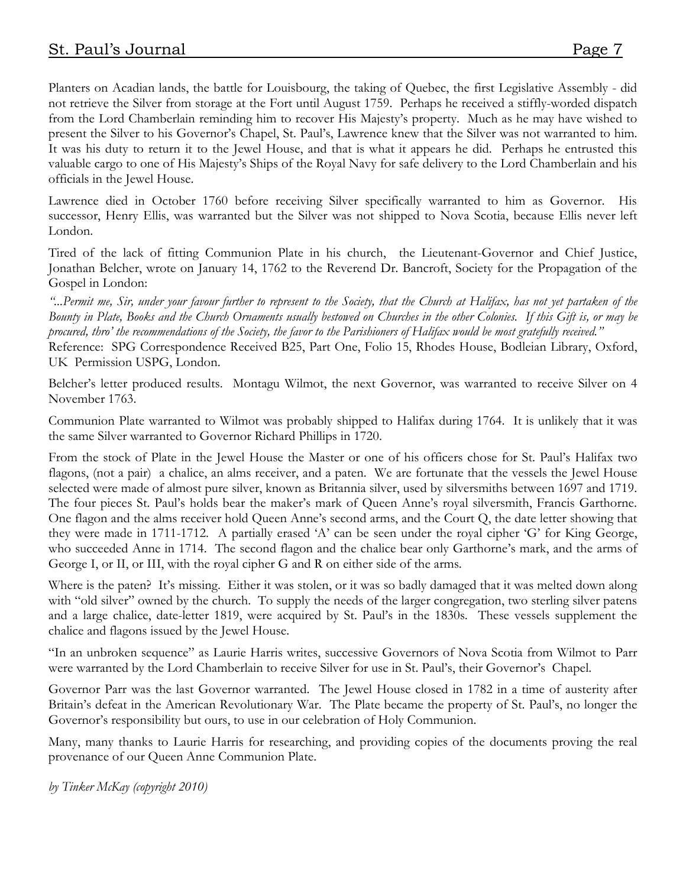Planters on Acadian lands, the battle for Louisbourg, the taking of Quebec, the first Legislative Assembly - did not retrieve the Silver from storage at the Fort until August 1759. Perhaps he received a stiffly-worded dispatch from the Lord Chamberlain reminding him to recover His Majesty's property. Much as he may have wished to present the Silver to his Governor's Chapel, St. Paul's, Lawrence knew that the Silver was not warranted to him. It was his duty to return it to the Jewel House, and that is what it appears he did. Perhaps he entrusted this valuable cargo to one of His Majesty's Ships of the Royal Navy for safe delivery to the Lord Chamberlain and his officials in the Jewel House.

Lawrence died in October 1760 before receiving Silver specifically warranted to him as Governor. His successor, Henry Ellis, was warranted but the Silver was not shipped to Nova Scotia, because Ellis never left London.

Tired of the lack of fitting Communion Plate in his church, the Lieutenant-Governor and Chief Justice, Jonathan Belcher, wrote on January 14, 1762 to the Reverend Dr. Bancroft, Society for the Propagation of the Gospel in London:

*"...Permit me, Sir, under your favour further to represent to the Society, that the Church at Halifax, has not yet partaken of the Bounty in Plate, Books and the Church Ornaments usually bestowed on Churches in the other Colonies. If this Gift is, or may be procured, thro' the recommendations of the Society, the favor to the Parishioners of Halifax would be most gratefully received."*
Reference: SPG Correspondence Received B25, Part One, Folio 15, Rhodes House, Bodleian Library, Oxford, UK Permission USPG, London.

Belcher's letter produced results. Montagu Wilmot, the next Governor, was warranted to receive Silver on 4 November 1763.

Communion Plate warranted to Wilmot was probably shipped to Halifax during 1764. It is unlikely that it was the same Silver warranted to Governor Richard Phillips in 1720.

From the stock of Plate in the Jewel House the Master or one of his officers chose for St. Paul's Halifax two flagons, (not a pair) a chalice, an alms receiver, and a paten. We are fortunate that the vessels the Jewel House selected were made of almost pure silver, known as Britannia silver, used by silversmiths between 1697 and 1719. The four pieces St. Paul's holds bear the maker's mark of Queen Anne's royal silversmith, Francis Garthorne. One flagon and the alms receiver hold Queen Anne's second arms, and the Court Q, the date letter showing that they were made in 1711-1712. A partially erased 'A' can be seen under the royal cipher 'G' for King George, who succeeded Anne in 1714. The second flagon and the chalice bear only Garthorne's mark, and the arms of George I, or II, or III, with the royal cipher G and R on either side of the arms.

Where is the paten? It's missing. Either it was stolen, or it was so badly damaged that it was melted down along with "old silver" owned by the church. To supply the needs of the larger congregation, two sterling silver patens and a large chalice, date-letter 1819, were acquired by St. Paul's in the 1830s. These vessels supplement the chalice and flagons issued by the Jewel House.

"In an unbroken sequence" as Laurie Harris writes, successive Governors of Nova Scotia from Wilmot to Parr were warranted by the Lord Chamberlain to receive Silver for use in St. Paul's, their Governor's Chapel.

Governor Parr was the last Governor warranted. The Jewel House closed in 1782 in a time of austerity after Britain's defeat in the American Revolutionary War. The Plate became the property of St. Paul's, no longer the Governor's responsibility but ours, to use in our celebration of Holy Communion.

Many, many thanks to Laurie Harris for researching, and providing copies of the documents proving the real provenance of our Queen Anne Communion Plate.

*by Tinker McKay (copyright 2010)*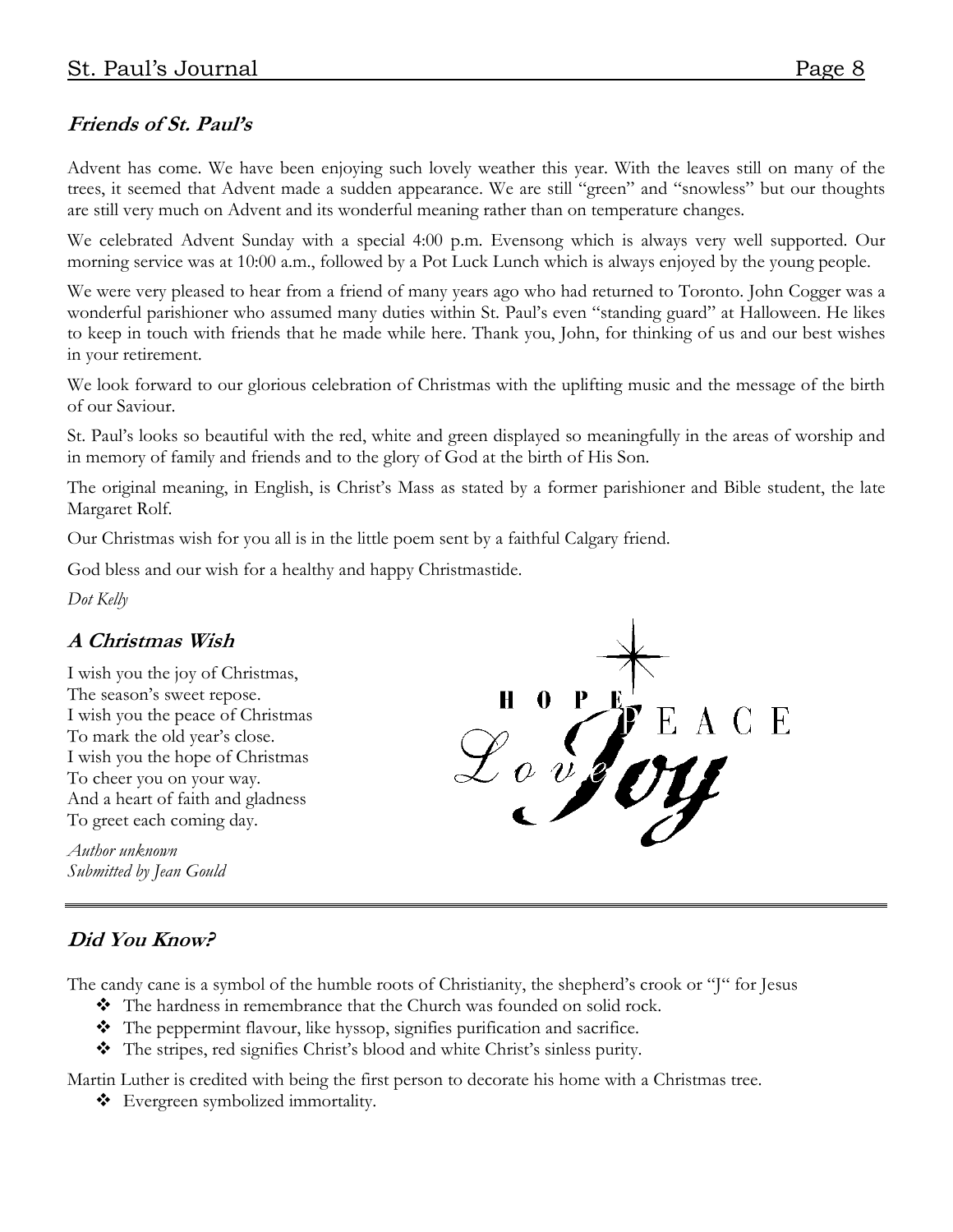## *Friends of St. Paul's*

Advent has come. We have been enjoying such lovely weather this year. With the leaves still on many of the trees, it seemed that Advent made a sudden appearance. We are still "green" and "snowless" but our thoughts are still very much on Advent and its wonderful meaning rather than on temperature changes.

We celebrated Advent Sunday with a special 4:00 p.m. Evensong which is always very well supported. Our morning service was at 10:00 a.m., followed by a Pot Luck Lunch which is always enjoyed by the young people.

We were very pleased to hear from a friend of many years ago who had returned to Toronto. John Cogger was a wonderful parishioner who assumed many duties within St. Paul's even "standing guard" at Halloween. He likes to keep in touch with friends that he made while here. Thank you, John, for thinking of us and our best wishes in your retirement.

We look forward to our glorious celebration of Christmas with the uplifting music and the message of the birth of our Saviour.

St. Paul's looks so beautiful with the red, white and green displayed so meaningfully in the areas of worship and in memory of family and friends and to the glory of God at the birth of His Son.

The original meaning, in English, is Christ's Mass as stated by a former parishioner and Bible student, the late Margaret Rolf.

Our Christmas wish for you all is in the little poem sent by a faithful Calgary friend.

God bless and our wish for a healthy and happy Christmastide.

*Dot Kelly*

## *A Christmas Wish*

I wish you the joy of Christmas,
The season's sweet repose.
I wish you the peace of Christmas
To mark the old year's close.
I wish you the hope of Christmas
To cheer you on your way.
And a heart of faith and gladness
To greet each coming day.

*Author unknown*
*Submitted by Jean Gould*

HOPE PEACE Love Joy

## *Did You Know?*

The candy cane is a symbol of the humble roots of Christianity, the shepherd's crook or "J" for Jesus

- The hardness in remembrance that the Church was founded on solid rock.
- The peppermint flavour, like hyssop, signifies purification and sacrifice.
- The stripes, red signifies Christ's blood and white Christ's sinless purity.

Martin Luther is credited with being the first person to decorate his home with a Christmas tree.

- Evergreen symbolized immortality.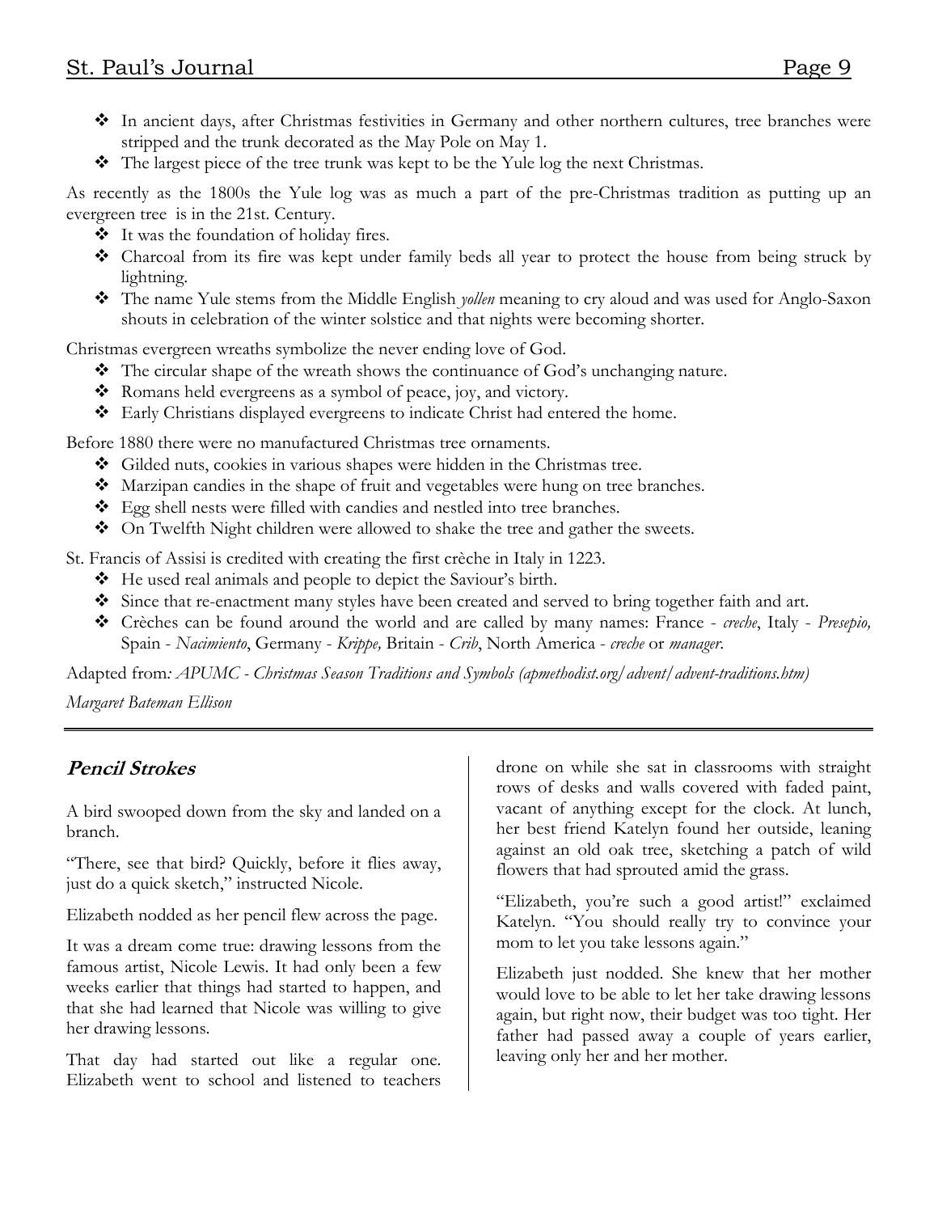- In ancient days, after Christmas festivities in Germany and other northern cultures, tree branches were stripped and the trunk decorated as the May Pole on May 1.
- The largest piece of the tree trunk was kept to be the Yule log the next Christmas.

As recently as the 1800s the Yule log was as much a part of the pre-Christmas tradition as putting up an evergreen tree is in the 21st. Century.

- It was the foundation of holiday fires.
- Charcoal from its fire was kept under family beds all year to protect the house from being struck by lightning.
- The name Yule stems from the Middle English *yollen* meaning to cry aloud and was used for Anglo-Saxon shouts in celebration of the winter solstice and that nights were becoming shorter.

Christmas evergreen wreaths symbolize the never ending love of God.

- The circular shape of the wreath shows the continuance of God's unchanging nature.
- Romans held evergreens as a symbol of peace, joy, and victory.
- Early Christians displayed evergreens to indicate Christ had entered the home.

Before 1880 there were no manufactured Christmas tree ornaments.

- Gilded nuts, cookies in various shapes were hidden in the Christmas tree.
- Marzipan candies in the shape of fruit and vegetables were hung on tree branches.
- Egg shell nests were filled with candies and nestled into tree branches.
- On Twelfth Night children were allowed to shake the tree and gather the sweets.

St. Francis of Assisi is credited with creating the first crèche in Italy in 1223.

- He used real animals and people to depict the Saviour's birth.
- Since that re-enactment many styles have been created and served to bring together faith and art.
- Crèches can be found around the world and are called by many names: France - *creche*, Italy - *Presepio,* Spain - *Nacimiento*, Germany - *Krippe,* Britain - *Crib*, North America - *creche* or *manager*.

Adapted from*: APUMC - Christmas Season Traditions and Symbols (apmethodist.org/advent/advent-traditions.htm)*

*Margaret Bateman Ellison*

---

## Pencil Strokes

A bird swooped down from the sky and landed on a branch.

"There, see that bird? Quickly, before it flies away, just do a quick sketch," instructed Nicole.

Elizabeth nodded as her pencil flew across the page.

It was a dream come true: drawing lessons from the famous artist, Nicole Lewis. It had only been a few weeks earlier that things had started to happen, and that she had learned that Nicole was willing to give her drawing lessons.

That day had started out like a regular one. Elizabeth went to school and listened to teachers drone on while she sat in classrooms with straight rows of desks and walls covered with faded paint, vacant of anything except for the clock. At lunch, her best friend Katelyn found her outside, leaning against an old oak tree, sketching a patch of wild flowers that had sprouted amid the grass.

"Elizabeth, you're such a good artist!" exclaimed Katelyn. "You should really try to convince your mom to let you take lessons again."

Elizabeth just nodded. She knew that her mother would love to be able to let her take drawing lessons again, but right now, their budget was too tight. Her father had passed away a couple of years earlier, leaving only her and her mother.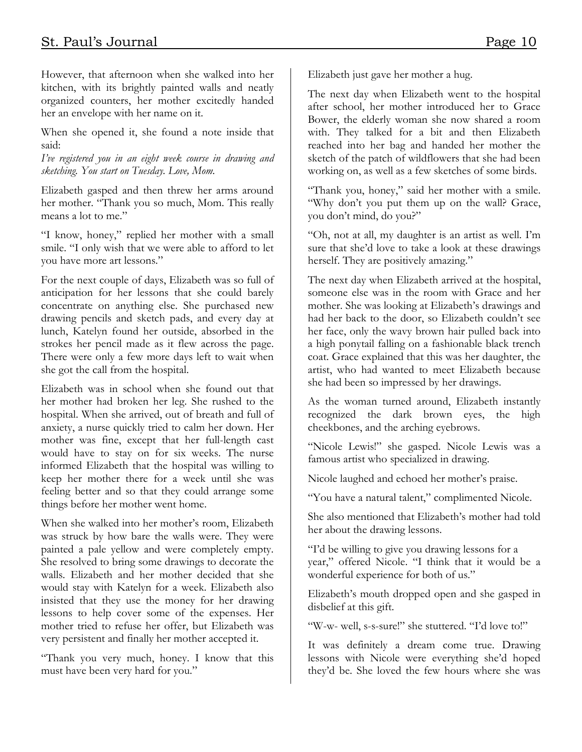However, that afternoon when she walked into her kitchen, with its brightly painted walls and neatly organized counters, her mother excitedly handed her an envelope with her name on it.

When she opened it, she found a note inside that said:
*I've registered you in an eight week course in drawing and sketching. You start on Tuesday. Love, Mom.*

Elizabeth gasped and then threw her arms around her mother. "Thank you so much, Mom. This really means a lot to me."

"I know, honey," replied her mother with a small smile. "I only wish that we were able to afford to let you have more art lessons."

For the next couple of days, Elizabeth was so full of anticipation for her lessons that she could barely concentrate on anything else. She purchased new drawing pencils and sketch pads, and every day at lunch, Katelyn found her outside, absorbed in the strokes her pencil made as it flew across the page. There were only a few more days left to wait when she got the call from the hospital.

Elizabeth was in school when she found out that her mother had broken her leg. She rushed to the hospital. When she arrived, out of breath and full of anxiety, a nurse quickly tried to calm her down. Her mother was fine, except that her full-length cast would have to stay on for six weeks. The nurse informed Elizabeth that the hospital was willing to keep her mother there for a week until she was feeling better and so that they could arrange some things before her mother went home.

When she walked into her mother's room, Elizabeth was struck by how bare the walls were. They were painted a pale yellow and were completely empty. She resolved to bring some drawings to decorate the walls. Elizabeth and her mother decided that she would stay with Katelyn for a week. Elizabeth also insisted that they use the money for her drawing lessons to help cover some of the expenses. Her mother tried to refuse her offer, but Elizabeth was very persistent and finally her mother accepted it.

"Thank you very much, honey. I know that this must have been very hard for you."

Elizabeth just gave her mother a hug.

The next day when Elizabeth went to the hospital after school, her mother introduced her to Grace Bower, the elderly woman she now shared a room with. They talked for a bit and then Elizabeth reached into her bag and handed her mother the sketch of the patch of wildflowers that she had been working on, as well as a few sketches of some birds.

"Thank you, honey," said her mother with a smile. "Why don't you put them up on the wall? Grace, you don't mind, do you?"

"Oh, not at all, my daughter is an artist as well. I'm sure that she'd love to take a look at these drawings herself. They are positively amazing."

The next day when Elizabeth arrived at the hospital, someone else was in the room with Grace and her mother. She was looking at Elizabeth's drawings and had her back to the door, so Elizabeth couldn't see her face, only the wavy brown hair pulled back into a high ponytail falling on a fashionable black trench coat. Grace explained that this was her daughter, the artist, who had wanted to meet Elizabeth because she had been so impressed by her drawings.

As the woman turned around, Elizabeth instantly recognized the dark brown eyes, the high cheekbones, and the arching eyebrows.

"Nicole Lewis!" she gasped. Nicole Lewis was a famous artist who specialized in drawing.

Nicole laughed and echoed her mother's praise.

"You have a natural talent," complimented Nicole.

She also mentioned that Elizabeth's mother had told her about the drawing lessons.

"I'd be willing to give you drawing lessons for a year," offered Nicole. "I think that it would be a wonderful experience for both of us."

Elizabeth's mouth dropped open and she gasped in disbelief at this gift.

"W-w- well, s-s-sure!" she stuttered. "I'd love to!"

It was definitely a dream come true. Drawing lessons with Nicole were everything she'd hoped they'd be. She loved the few hours where she was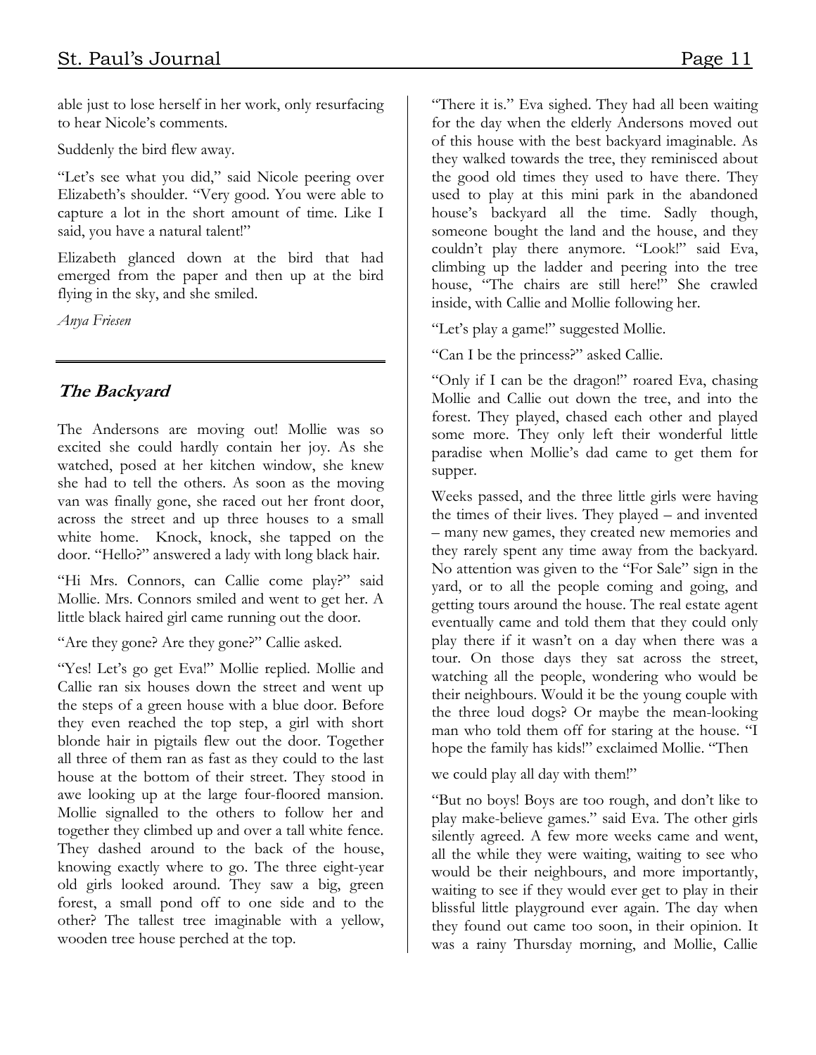able just to lose herself in her work, only resurfacing to hear Nicole's comments.

Suddenly the bird flew away.

"Let's see what you did," said Nicole peering over Elizabeth's shoulder. "Very good. You were able to capture a lot in the short amount of time. Like I said, you have a natural talent!"

Elizabeth glanced down at the bird that had emerged from the paper and then up at the bird flying in the sky, and she smiled.

*Anya Friesen*

---

## The Backyard

The Andersons are moving out! Mollie was so excited she could hardly contain her joy. As she watched, posed at her kitchen window, she knew she had to tell the others. As soon as the moving van was finally gone, she raced out her front door, across the street and up three houses to a small white home. Knock, knock, she tapped on the door. "Hello?" answered a lady with long black hair.

"Hi Mrs. Connors, can Callie come play?" said Mollie. Mrs. Connors smiled and went to get her. A little black haired girl came running out the door.

"Are they gone? Are they gone?" Callie asked.

"Yes! Let's go get Eva!" Mollie replied. Mollie and Callie ran six houses down the street and went up the steps of a green house with a blue door. Before they even reached the top step, a girl with short blonde hair in pigtails flew out the door. Together all three of them ran as fast as they could to the last house at the bottom of their street. They stood in awe looking up at the large four-floored mansion. Mollie signalled to the others to follow her and together they climbed up and over a tall white fence. They dashed around to the back of the house, knowing exactly where to go. The three eight-year old girls looked around. They saw a big, green forest, a small pond off to one side and to the other? The tallest tree imaginable with a yellow, wooden tree house perched at the top.

"There it is." Eva sighed. They had all been waiting for the day when the elderly Andersons moved out of this house with the best backyard imaginable. As they walked towards the tree, they reminisced about the good old times they used to have there. They used to play at this mini park in the abandoned house's backyard all the time. Sadly though, someone bought the land and the house, and they couldn't play there anymore. "Look!" said Eva, climbing up the ladder and peering into the tree house, "The chairs are still here!" She crawled inside, with Callie and Mollie following her.

"Let's play a game!" suggested Mollie.

"Can I be the princess?" asked Callie.

"Only if I can be the dragon!" roared Eva, chasing Mollie and Callie out down the tree, and into the forest. They played, chased each other and played some more. They only left their wonderful little paradise when Mollie's dad came to get them for supper.

Weeks passed, and the three little girls were having the times of their lives. They played – and invented – many new games, they created new memories and they rarely spent any time away from the backyard. No attention was given to the "For Sale" sign in the yard, or to all the people coming and going, and getting tours around the house. The real estate agent eventually came and told them that they could only play there if it wasn't on a day when there was a tour. On those days they sat across the street, watching all the people, wondering who would be their neighbours. Would it be the young couple with the three loud dogs? Or maybe the mean-looking man who told them off for staring at the house. "I hope the family has kids!" exclaimed Mollie. "Then we could play all day with them!"

"But no boys! Boys are too rough, and don't like to play make-believe games." said Eva. The other girls silently agreed. A few more weeks came and went, all the while they were waiting, waiting to see who would be their neighbours, and more importantly, waiting to see if they would ever get to play in their blissful little playground ever again. The day when they found out came too soon, in their opinion. It was a rainy Thursday morning, and Mollie, Callie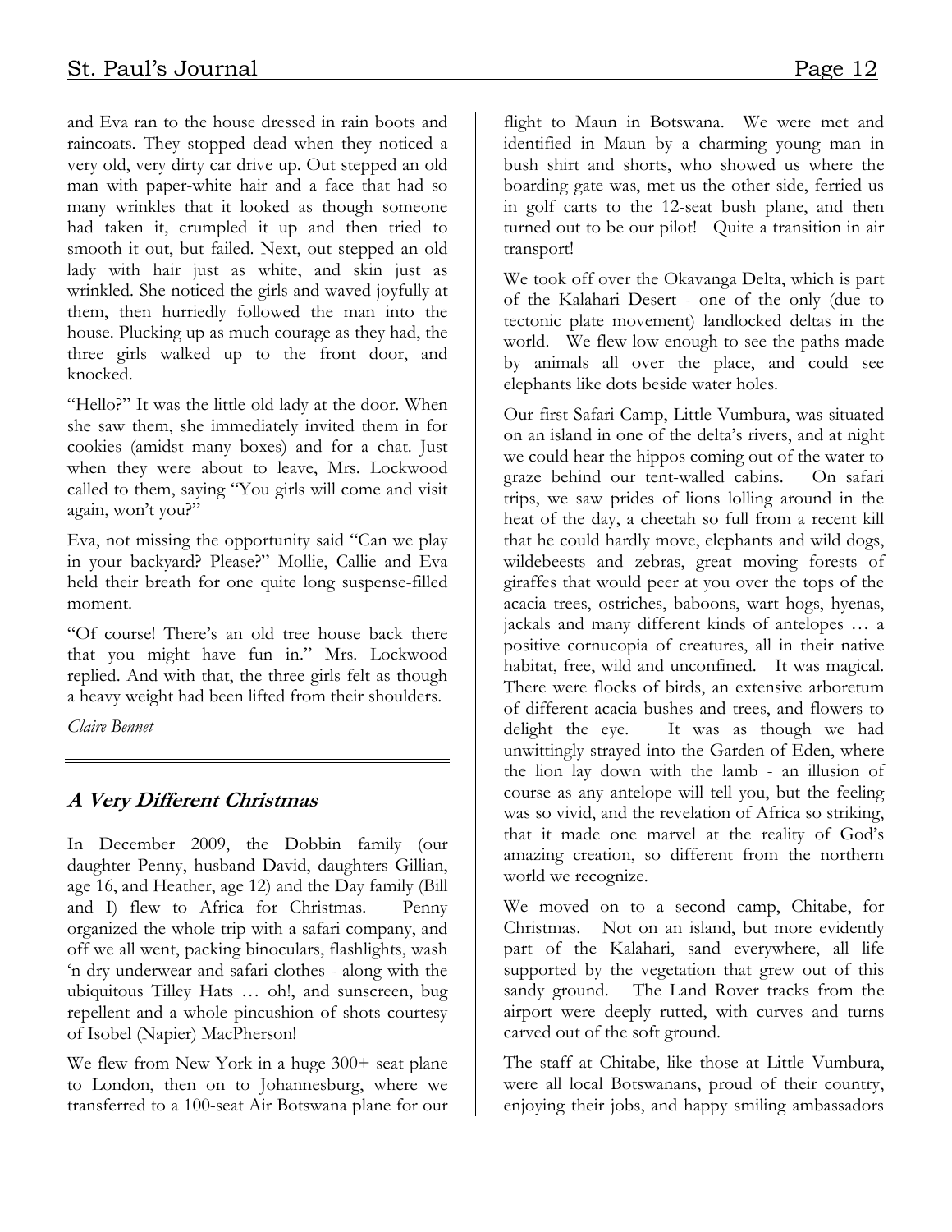and Eva ran to the house dressed in rain boots and raincoats. They stopped dead when they noticed a very old, very dirty car drive up. Out stepped an old man with paper-white hair and a face that had so many wrinkles that it looked as though someone had taken it, crumpled it up and then tried to smooth it out, but failed. Next, out stepped an old lady with hair just as white, and skin just as wrinkled. She noticed the girls and waved joyfully at them, then hurriedly followed the man into the house. Plucking up as much courage as they had, the three girls walked up to the front door, and knocked.

"Hello?" It was the little old lady at the door. When she saw them, she immediately invited them in for cookies (amidst many boxes) and for a chat. Just when they were about to leave, Mrs. Lockwood called to them, saying "You girls will come and visit again, won't you?"

Eva, not missing the opportunity said "Can we play in your backyard? Please?" Mollie, Callie and Eva held their breath for one quite long suspense-filled moment.

"Of course! There's an old tree house back there that you might have fun in." Mrs. Lockwood replied. And with that, the three girls felt as though a heavy weight had been lifted from their shoulders.

*Claire Bennet*

---

## *A Very Different Christmas*

In December 2009, the Dobbin family (our daughter Penny, husband David, daughters Gillian, age 16, and Heather, age 12) and the Day family (Bill and I) flew to Africa for Christmas. Penny organized the whole trip with a safari company, and off we all went, packing binoculars, flashlights, wash 'n dry underwear and safari clothes - along with the ubiquitous Tilley Hats … oh!, and sunscreen, bug repellent and a whole pincushion of shots courtesy of Isobel (Napier) MacPherson!

We flew from New York in a huge 300+ seat plane to London, then on to Johannesburg, where we transferred to a 100-seat Air Botswana plane for our flight to Maun in Botswana. We were met and identified in Maun by a charming young man in bush shirt and shorts, who showed us where the boarding gate was, met us the other side, ferried us in golf carts to the 12-seat bush plane, and then turned out to be our pilot! Quite a transition in air transport!

We took off over the Okavanga Delta, which is part of the Kalahari Desert - one of the only (due to tectonic plate movement) landlocked deltas in the world. We flew low enough to see the paths made by animals all over the place, and could see elephants like dots beside water holes.

Our first Safari Camp, Little Vumbura, was situated on an island in one of the delta's rivers, and at night we could hear the hippos coming out of the water to graze behind our tent-walled cabins. On safari trips, we saw prides of lions lolling around in the heat of the day, a cheetah so full from a recent kill that he could hardly move, elephants and wild dogs, wildebeests and zebras, great moving forests of giraffes that would peer at you over the tops of the acacia trees, ostriches, baboons, wart hogs, hyenas, jackals and many different kinds of antelopes … a positive cornucopia of creatures, all in their native habitat, free, wild and unconfined. It was magical. There were flocks of birds, an extensive arboretum of different acacia bushes and trees, and flowers to delight the eye. It was as though we had unwittingly strayed into the Garden of Eden, where the lion lay down with the lamb - an illusion of course as any antelope will tell you, but the feeling was so vivid, and the revelation of Africa so striking, that it made one marvel at the reality of God's amazing creation, so different from the northern world we recognize.

We moved on to a second camp, Chitabe, for Christmas. Not on an island, but more evidently part of the Kalahari, sand everywhere, all life supported by the vegetation that grew out of this sandy ground. The Land Rover tracks from the airport were deeply rutted, with curves and turns carved out of the soft ground.

The staff at Chitabe, like those at Little Vumbura, were all local Botswanans, proud of their country, enjoying their jobs, and happy smiling ambassadors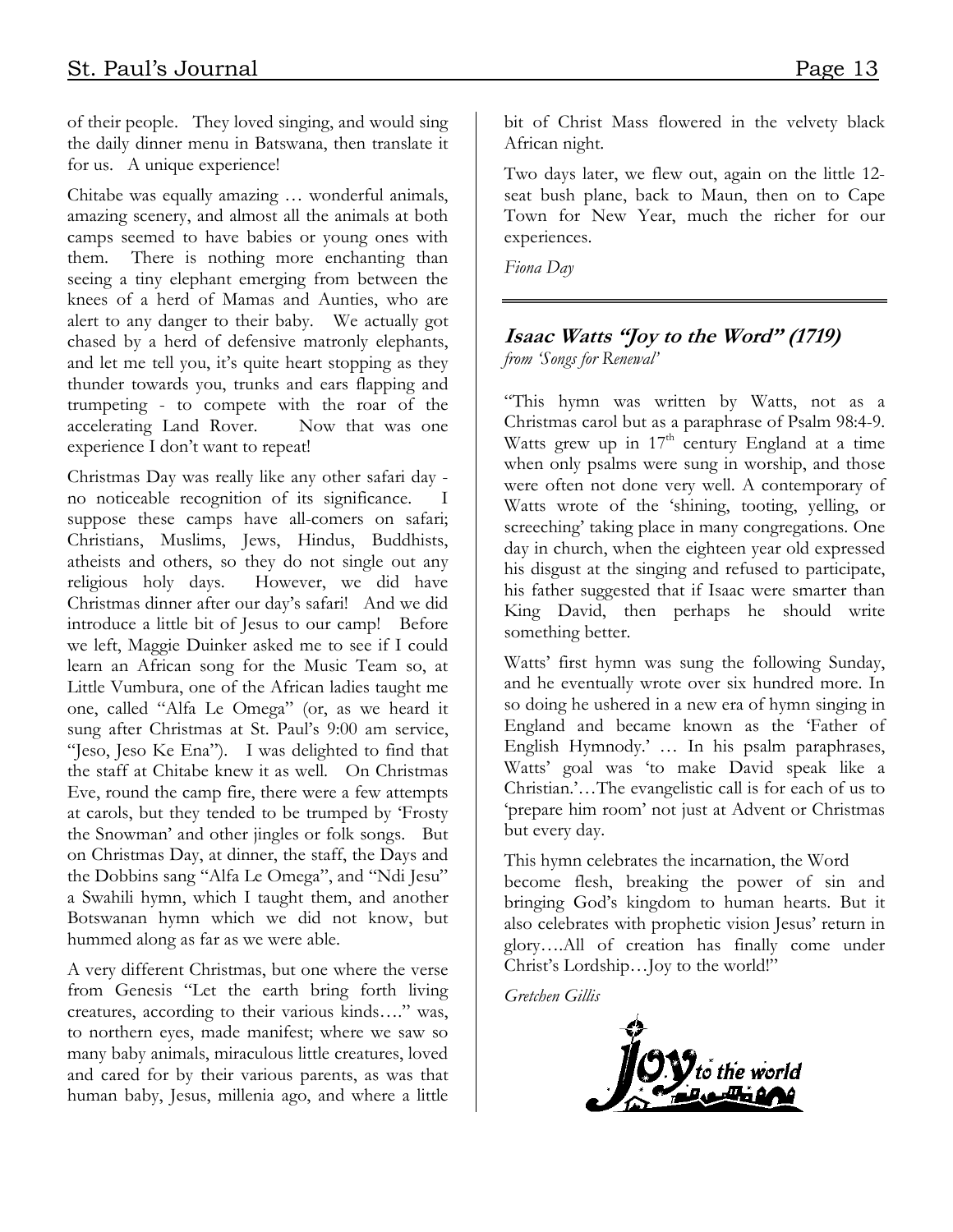of their people. They loved singing, and would sing the daily dinner menu in Batswana, then translate it for us. A unique experience!

Chitabe was equally amazing … wonderful animals, amazing scenery, and almost all the animals at both camps seemed to have babies or young ones with them. There is nothing more enchanting than seeing a tiny elephant emerging from between the knees of a herd of Mamas and Aunties, who are alert to any danger to their baby. We actually got chased by a herd of defensive matronly elephants, and let me tell you, it's quite heart stopping as they thunder towards you, trunks and ears flapping and trumpeting - to compete with the roar of the accelerating Land Rover. Now that was one experience I don't want to repeat!

Christmas Day was really like any other safari day - no noticeable recognition of its significance. I suppose these camps have all-comers on safari; Christians, Muslims, Jews, Hindus, Buddhists, atheists and others, so they do not single out any religious holy days. However, we did have Christmas dinner after our day's safari! And we did introduce a little bit of Jesus to our camp! Before we left, Maggie Duinker asked me to see if I could learn an African song for the Music Team so, at Little Vumbura, one of the African ladies taught me one, called "Alfa Le Omega" (or, as we heard it sung after Christmas at St. Paul's 9:00 am service, "Jeso, Jeso Ke Ena"). I was delighted to find that the staff at Chitabe knew it as well. On Christmas Eve, round the camp fire, there were a few attempts at carols, but they tended to be trumped by 'Frosty the Snowman' and other jingles or folk songs. But on Christmas Day, at dinner, the staff, the Days and the Dobbins sang "Alfa Le Omega", and "Ndi Jesu" a Swahili hymn, which I taught them, and another Botswanan hymn which we did not know, but hummed along as far as we were able.

A very different Christmas, but one where the verse from Genesis "Let the earth bring forth living creatures, according to their various kinds…." was, to northern eyes, made manifest; where we saw so many baby animals, miraculous little creatures, loved and cared for by their various parents, as was that human baby, Jesus, millenia ago, and where a little bit of Christ Mass flowered in the velvety black African night.

Two days later, we flew out, again on the little 12-seat bush plane, back to Maun, then on to Cape Town for New Year, much the richer for our experiences.

*Fiona Day*

---

## Isaac Watts "Joy to the Word" (1719)

*from 'Songs for Renewal'*

"This hymn was written by Watts, not as a Christmas carol but as a paraphrase of Psalm 98:4-9. Watts grew up in 17th century England at a time when only psalms were sung in worship, and those were often not done very well. A contemporary of Watts wrote of the 'shining, tooting, yelling, or screeching' taking place in many congregations. One day in church, when the eighteen year old expressed his disgust at the singing and refused to participate, his father suggested that if Isaac were smarter than King David, then perhaps he should write something better.

Watts' first hymn was sung the following Sunday, and he eventually wrote over six hundred more. In so doing he ushered in a new era of hymn singing in England and became known as the 'Father of English Hymnody.' … In his psalm paraphrases, Watts' goal was 'to make David speak like a Christian.'…The evangelistic call is for each of us to 'prepare him room' not just at Advent or Christmas but every day.

This hymn celebrates the incarnation, the Word become flesh, breaking the power of sin and bringing God's kingdom to human hearts. But it also celebrates with prophetic vision Jesus' return in glory….All of creation has finally come under Christ's Lordship…Joy to the world!"

*Gretchen Gillis*

Joy to the world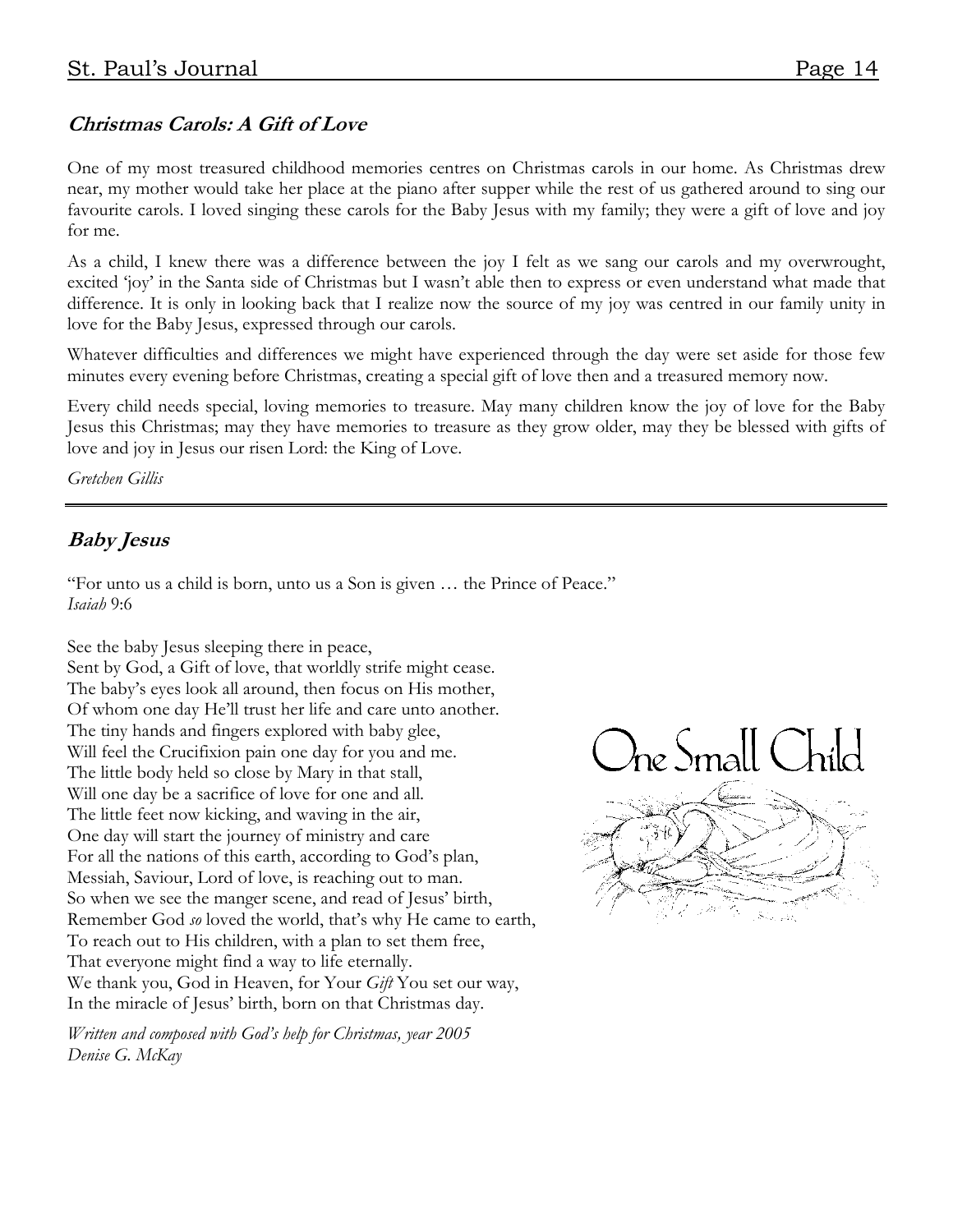## ***Christmas Carols: A Gift of Love***

One of my most treasured childhood memories centres on Christmas carols in our home. As Christmas drew near, my mother would take her place at the piano after supper while the rest of us gathered around to sing our favourite carols. I loved singing these carols for the Baby Jesus with my family; they were a gift of love and joy for me.

As a child, I knew there was a difference between the joy I felt as we sang our carols and my overwrought, excited 'joy' in the Santa side of Christmas but I wasn't able then to express or even understand what made that difference. It is only in looking back that I realize now the source of my joy was centred in our family unity in love for the Baby Jesus, expressed through our carols.

Whatever difficulties and differences we might have experienced through the day were set aside for those few minutes every evening before Christmas, creating a special gift of love then and a treasured memory now.

Every child needs special, loving memories to treasure. May many children know the joy of love for the Baby Jesus this Christmas; may they have memories to treasure as they grow older, may they be blessed with gifts of love and joy in Jesus our risen Lord: the King of Love.

*Gretchen Gillis*

---

## ***Baby Jesus***

"For unto us a child is born, unto us a Son is given … the Prince of Peace."
*Isaiah* 9:6

See the baby Jesus sleeping there in peace,
Sent by God, a Gift of love, that worldly strife might cease.
The baby's eyes look all around, then focus on His mother,
Of whom one day He'll trust her life and care unto another.
The tiny hands and fingers explored with baby glee,
Will feel the Crucifixion pain one day for you and me.
The little body held so close by Mary in that stall,
Will one day be a sacrifice of love for one and all.
The little feet now kicking, and waving in the air,
One day will start the journey of ministry and care
For all the nations of this earth, according to God's plan,
Messiah, Saviour, Lord of love, is reaching out to man.
So when we see the manger scene, and read of Jesus' birth,
Remember God *so* loved the world, that's why He came to earth,
To reach out to His children, with a plan to set them free,
That everyone might find a way to life eternally.
We thank you, God in Heaven, for Your *Gift* You set our way,
In the miracle of Jesus' birth, born on that Christmas day.

*Written and composed with God's help for Christmas, year 2005*
*Denise G. McKay*

One Small Child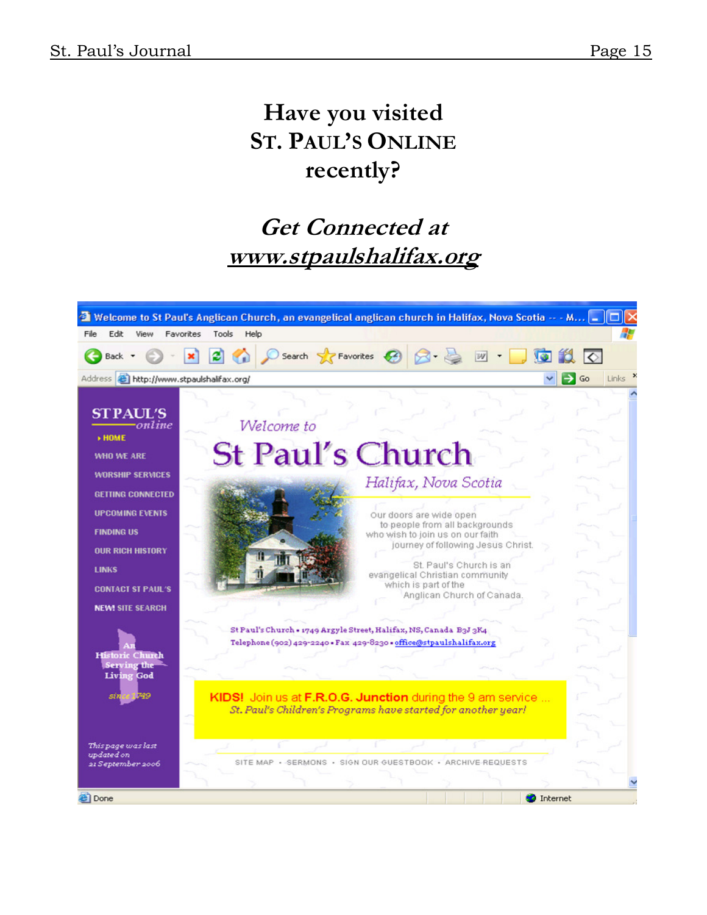# Have you visited ST. PAUL'S ONLINE recently?

## *Get Connected at* [*www.stpaulshalifax.org*](http://www.stpaulshalifax.org)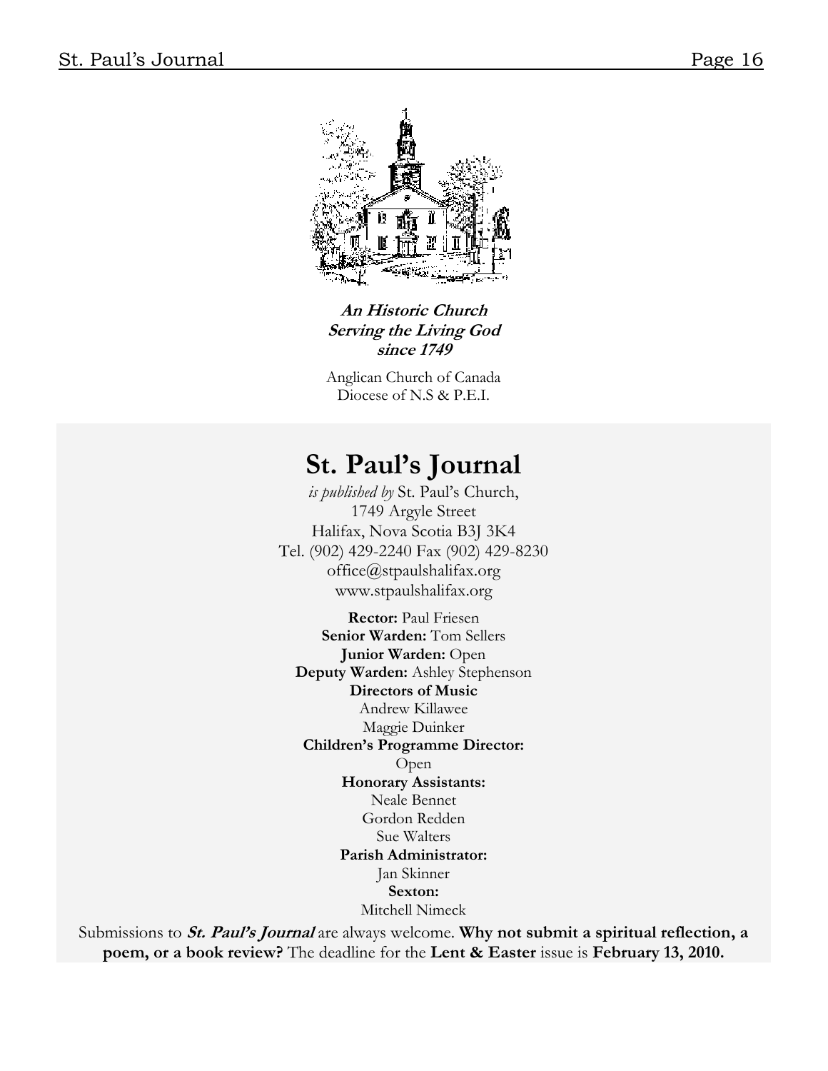***An Historic Church***
***Serving the Living God***
***since 1749***

Anglican Church of Canada
Diocese of N.S & P.E.I.

# St. Paul's Journal

*is published by* St. Paul's Church,
1749 Argyle Street
Halifax, Nova Scotia B3J 3K4
Tel. (902) 429-2240 Fax (902) 429-8230
office@stpaulshalifax.org
www.stpaulshalifax.org

**Rector:** Paul Friesen
**Senior Warden:** Tom Sellers
**Junior Warden:** Open
**Deputy Warden:** Ashley Stephenson
**Directors of Music**
Andrew Killawee
Maggie Duinker
**Children's Programme Director:**
Open
**Honorary Assistants:**
Neale Bennet
Gordon Redden
Sue Walters
**Parish Administrator:**
Jan Skinner
**Sexton:**
Mitchell Nimeck

Submissions to ***St. Paul's Journal*** are always welcome. **Why not submit a spiritual reflection, a poem, or a book review?** The deadline for the **Lent & Easter** issue is **February 13, 2010.**